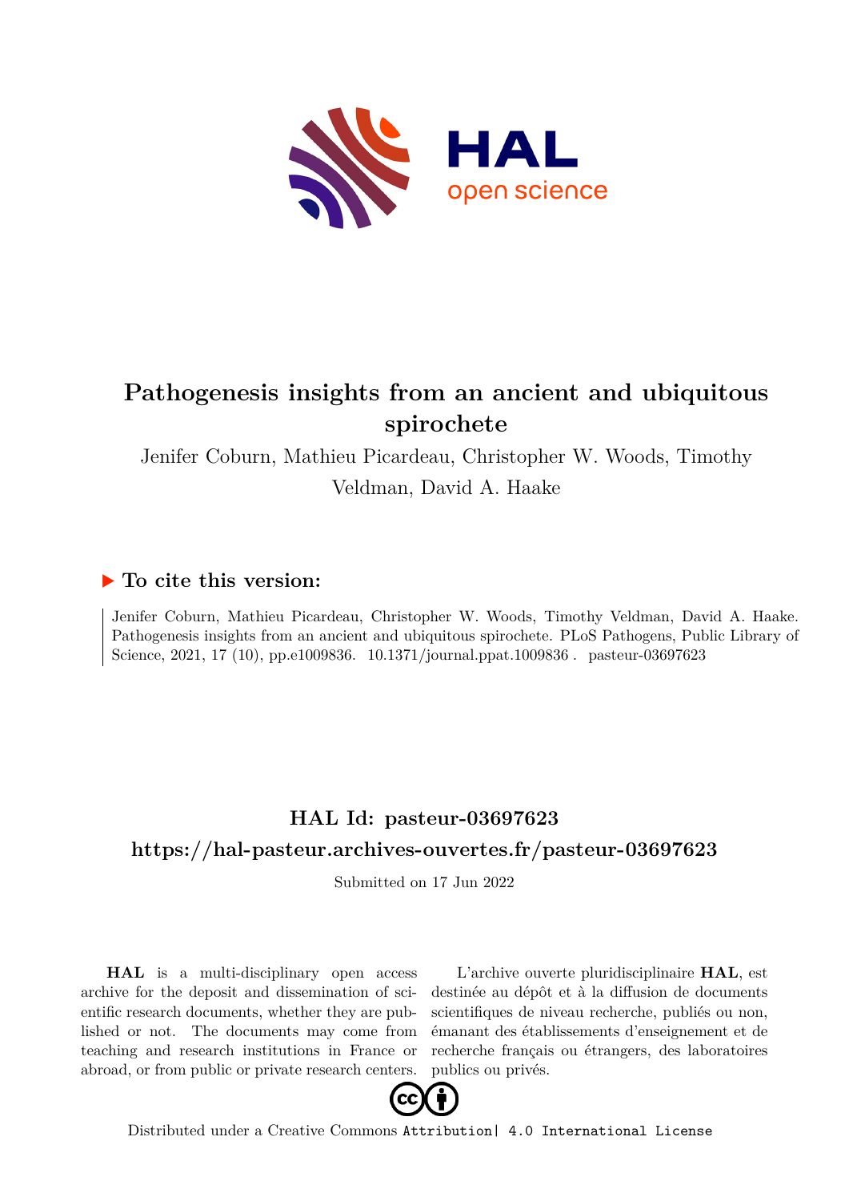# Pathogenesis insights from an ancient and ubiquitous spirochete

Jenifer Coburn, Mathieu Picardeau, Christopher W. Woods, Timothy Veldman, David A. Haake

## ▶ To cite this version:

Jenifer Coburn, Mathieu Picardeau, Christopher W. Woods, Timothy Veldman, David A. Haake. Pathogenesis insights from an ancient and ubiquitous spirochete. PLoS Pathogens, Public Library of Science, 2021, 17 (10), pp.e1009836. 10.1371/journal.ppat.1009836 . pasteur-03697623

## HAL Id: pasteur-03697623

## https://hal-pasteur.archives-ouvertes.fr/pasteur-03697623

Submitted on 17 Jun 2022

**HAL** is a multi-disciplinary open access archive for the deposit and dissemination of scientific research documents, whether they are published or not. The documents may come from teaching and research institutions in France or abroad, or from public or private research centers.

L'archive ouverte pluridisciplinaire **HAL**, est destinée au dépôt et à la diffusion de documents scientifiques de niveau recherche, publiés ou non, émanant des établissements d'enseignement et de recherche français ou étrangers, des laboratoires publics ou privés.

Distributed under a Creative Commons Attribution| 4.0 International License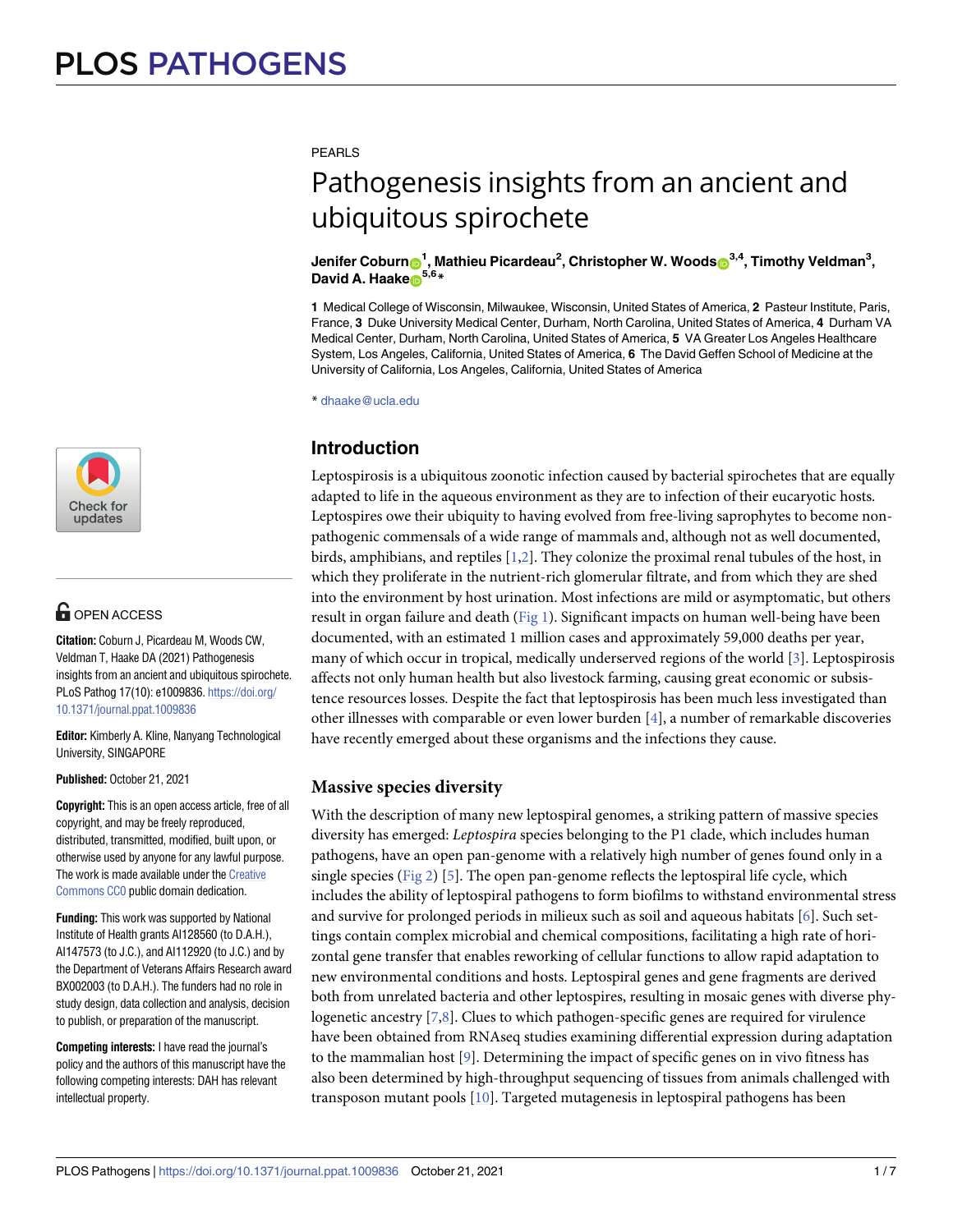PEARLS

# Pathogenesis insights from an ancient and ubiquitous spirochete

**Jenifer Coburn**[1], **Mathieu Picardeau**[2], **Christopher W. Woods**[3,4], **Timothy Veldman**[3], **David A. Haake**[5,6]*

**1** Medical College of Wisconsin, Milwaukee, Wisconsin, United States of America, **2** Pasteur Institute, Paris, France, **3** Duke University Medical Center, Durham, North Carolina, United States of America, **4** Durham VA Medical Center, Durham, North Carolina, United States of America, **5** VA Greater Los Angeles Healthcare System, Los Angeles, California, United States of America, **6** The David Geffen School of Medicine at the University of California, Los Angeles, California, United States of America

* dhaake@ucla.edu

OPEN ACCESS

**Citation:** Coburn J, Picardeau M, Woods CW, Veldman T, Haake DA (2021) Pathogenesis insights from an ancient and ubiquitous spirochete. PLoS Pathog 17(10): e1009836. https://doi.org/10.1371/journal.ppat.1009836

**Editor:** Kimberly A. Kline, Nanyang Technological University, SINGAPORE

**Published:** October 21, 2021

**Copyright:** This is an open access article, free of all copyright, and may be freely reproduced, distributed, transmitted, modified, built upon, or otherwise used by anyone for any lawful purpose. The work is made available under the Creative Commons CC0 public domain dedication.

**Funding:** This work was supported by National Institute of Health grants AI128560 (to D.A.H.), AI147573 (to J.C.), and AI112920 (to J.C.) and by the Department of Veterans Affairs Research award BX002003 (to D.A.H.). The funders had no role in study design, data collection and analysis, decision to publish, or preparation of the manuscript.

**Competing interests:** I have read the journal's policy and the authors of this manuscript have the following competing interests: DAH has relevant intellectual property.

## Introduction

Leptospirosis is a ubiquitous zoonotic infection caused by bacterial spirochetes that are equally adapted to life in the aqueous environment as they are to infection of their eucaryotic hosts. Leptospires owe their ubiquity to having evolved from free-living saprophytes to become non-pathogenic commensals of a wide range of mammals and, although not as well documented, birds, amphibians, and reptiles [1,2]. They colonize the proximal renal tubules of the host, in which they proliferate in the nutrient-rich glomerular filtrate, and from which they are shed into the environment by host urination. Most infections are mild or asymptomatic, but others result in organ failure and death (Fig 1). Significant impacts on human well-being have been documented, with an estimated 1 million cases and approximately 59,000 deaths per year, many of which occur in tropical, medically underserved regions of the world [3]. Leptospirosis affects not only human health but also livestock farming, causing great economic or subsistence resources losses. Despite the fact that leptospirosis has been much less investigated than other illnesses with comparable or even lower burden [4], a number of remarkable discoveries have recently emerged about these organisms and the infections they cause.

### Massive species diversity

With the description of many new leptospiral genomes, a striking pattern of massive species diversity has emerged: *Leptospira* species belonging to the P1 clade, which includes human pathogens, have an open pan-genome with a relatively high number of genes found only in a single species (Fig 2) [5]. The open pan-genome reflects the leptospiral life cycle, which includes the ability of leptospiral pathogens to form biofilms to withstand environmental stress and survive for prolonged periods in milieux such as soil and aqueous habitats [6]. Such settings contain complex microbial and chemical compositions, facilitating a high rate of horizontal gene transfer that enables reworking of cellular functions to allow rapid adaptation to new environmental conditions and hosts. Leptospiral genes and gene fragments are derived both from unrelated bacteria and other leptospires, resulting in mosaic genes with diverse phylogenetic ancestry [7,8]. Clues to which pathogen-specific genes are required for virulence have been obtained from RNAseq studies examining differential expression during adaptation to the mammalian host [9]. Determining the impact of specific genes on in vivo fitness has also been determined by high-throughput sequencing of tissues from animals challenged with transposon mutant pools [10]. Targeted mutagenesis in leptospiral pathogens has been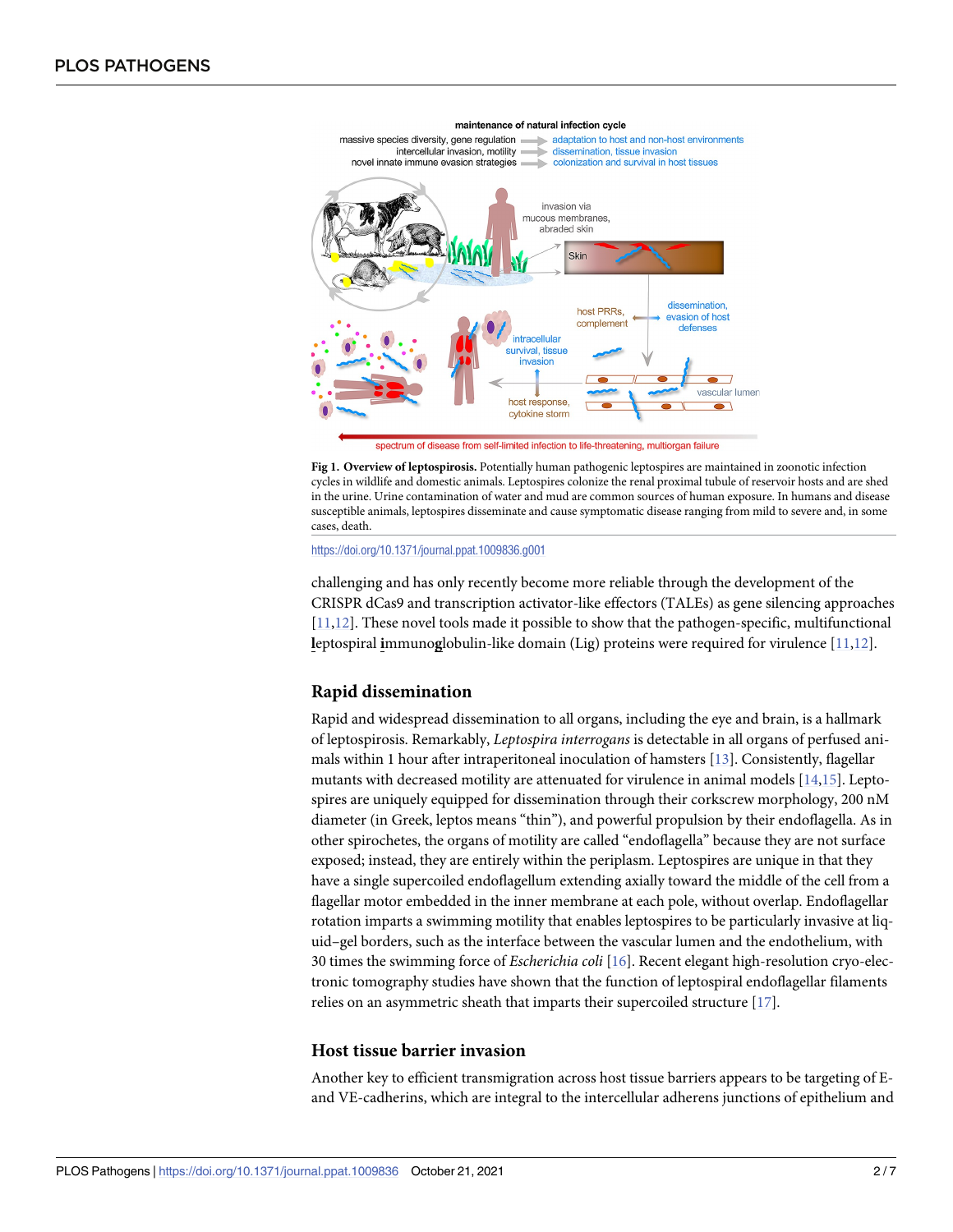**Fig 1. Overview of leptospirosis.** Potentially human pathogenic leptospires are maintained in zoonotic infection cycles in wildlife and domestic animals. Leptospires colonize the renal proximal tubule of reservoir hosts and are shed in the urine. Urine contamination of water and mud are common sources of human exposure. In humans and disease susceptible animals, leptospires disseminate and cause symptomatic disease ranging from mild to severe and, in some cases, death.

https://doi.org/10.1371/journal.ppat.1009836.g001

challenging and has only recently become more reliable through the development of the CRISPR dCas9 and transcription activator-like effectors (TALEs) as gene silencing approaches [11,12]. These novel tools made it possible to show that the pathogen-specific, multifunctional **l**eptospiral **i**mmuno**g**lobulin-like domain (Lig) proteins were required for virulence [11,12].

## Rapid dissemination

Rapid and widespread dissemination to all organs, including the eye and brain, is a hallmark of leptospirosis. Remarkably, *Leptospira interrogans* is detectable in all organs of perfused animals within 1 hour after intraperitoneal inoculation of hamsters [13]. Consistently, flagellar mutants with decreased motility are attenuated for virulence in animal models [14,15]. Leptospires are uniquely equipped for dissemination through their corkscrew morphology, 200 nM diameter (in Greek, leptos means "thin"), and powerful propulsion by their endoflagella. As in other spirochetes, the organs of motility are called "endoflagella" because they are not surface exposed; instead, they are entirely within the periplasm. Leptospires are unique in that they have a single supercoiled endoflagellum extending axially toward the middle of the cell from a flagellar motor embedded in the inner membrane at each pole, without overlap. Endoflagellar rotation imparts a swimming motility that enables leptospires to be particularly invasive at liquid–gel borders, such as the interface between the vascular lumen and the endothelium, with 30 times the swimming force of *Escherichia coli* [16]. Recent elegant high-resolution cryo-electronic tomography studies have shown that the function of leptospiral endoflagellar filaments relies on an asymmetric sheath that imparts their supercoiled structure [17].

## Host tissue barrier invasion

Another key to efficient transmigration across host tissue barriers appears to be targeting of E- and VE-cadherins, which are integral to the intercellular adherens junctions of epithelium and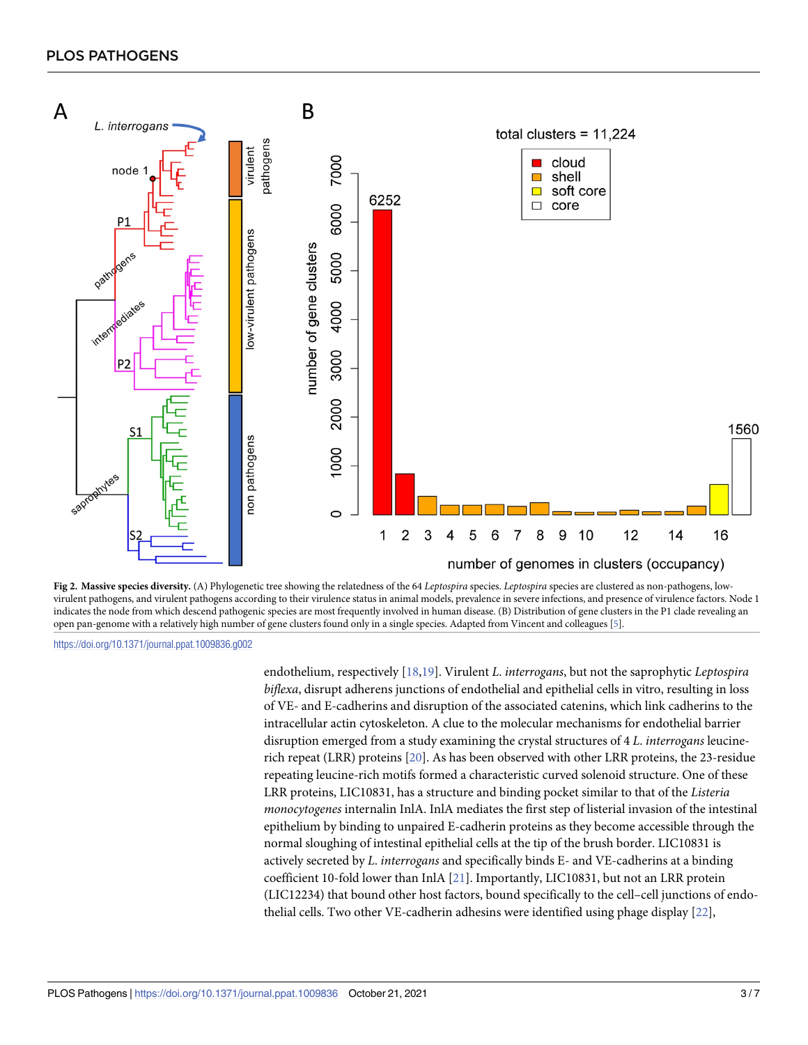**Fig 2. Massive species diversity.** (A) Phylogenetic tree showing the relatedness of the 64 *Leptospira* species. *Leptospira* species are clustered as non-pathogens, low-virulent pathogens, and virulent pathogens according to their virulence status in animal models, prevalence in severe infections, and presence of virulence factors. Node 1 indicates the node from which descend pathogenic species are most frequently involved in human disease. (B) Distribution of gene clusters in the P1 clade revealing an open pan-genome with a relatively high number of gene clusters found only in a single species. Adapted from Vincent and colleagues [5].

https://doi.org/10.1371/journal.ppat.1009836.g002

endothelium, respectively [18,19]. Virulent *L. interrogans*, but not the saprophytic *Leptospira biflexa*, disrupt adherens junctions of endothelial and epithelial cells in vitro, resulting in loss of VE- and E-cadherins and disruption of the associated catenins, which link cadherins to the intracellular actin cytoskeleton. A clue to the molecular mechanisms for endothelial barrier disruption emerged from a study examining the crystal structures of 4 *L. interrogans* leucine-rich repeat (LRR) proteins [20]. As has been observed with other LRR proteins, the 23-residue repeating leucine-rich motifs formed a characteristic curved solenoid structure. One of these LRR proteins, LIC10831, has a structure and binding pocket similar to that of the *Listeria monocytogenes* internalin InlA. InlA mediates the first step of listerial invasion of the intestinal epithelium by binding to unpaired E-cadherin proteins as they become accessible through the normal sloughing of intestinal epithelial cells at the tip of the brush border. LIC10831 is actively secreted by *L. interrogans* and specifically binds E- and VE-cadherins at a binding coefficient 10-fold lower than InlA [21]. Importantly, LIC10831, but not an LRR protein (LIC12234) that bound other host factors, bound specifically to the cell–cell junctions of endothelial cells. Two other VE-cadherin adhesins were identified using phage display [22],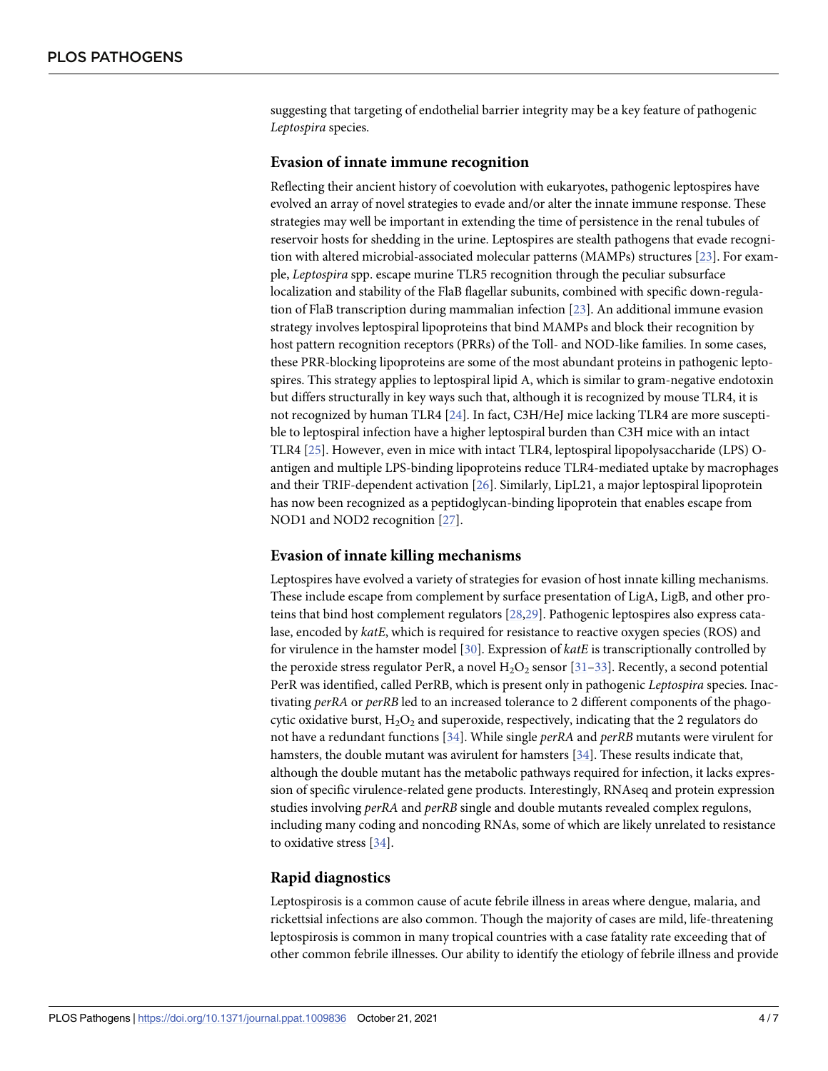suggesting that targeting of endothelial barrier integrity may be a key feature of pathogenic *Leptospira* species.

## Evasion of innate immune recognition

Reflecting their ancient history of coevolution with eukaryotes, pathogenic leptospires have evolved an array of novel strategies to evade and/or alter the innate immune response. These strategies may well be important in extending the time of persistence in the renal tubules of reservoir hosts for shedding in the urine. Leptospires are stealth pathogens that evade recognition with altered microbial-associated molecular patterns (MAMPs) structures [23]. For example, *Leptospira* spp. escape murine TLR5 recognition through the peculiar subsurface localization and stability of the FlaB flagellar subunits, combined with specific down-regulation of FlaB transcription during mammalian infection [23]. An additional immune evasion strategy involves leptospiral lipoproteins that bind MAMPs and block their recognition by host pattern recognition receptors (PRRs) of the Toll- and NOD-like families. In some cases, these PRR-blocking lipoproteins are some of the most abundant proteins in pathogenic leptospires. This strategy applies to leptospiral lipid A, which is similar to gram-negative endotoxin but differs structurally in key ways such that, although it is recognized by mouse TLR4, it is not recognized by human TLR4 [24]. In fact, C3H/HeJ mice lacking TLR4 are more susceptible to leptospiral infection have a higher leptospiral burden than C3H mice with an intact TLR4 [25]. However, even in mice with intact TLR4, leptospiral lipopolysaccharide (LPS) O-antigen and multiple LPS-binding lipoproteins reduce TLR4-mediated uptake by macrophages and their TRIF-dependent activation [26]. Similarly, LipL21, a major leptospiral lipoprotein has now been recognized as a peptidoglycan-binding lipoprotein that enables escape from NOD1 and NOD2 recognition [27].

## Evasion of innate killing mechanisms

Leptospires have evolved a variety of strategies for evasion of host innate killing mechanisms. These include escape from complement by surface presentation of LigA, LigB, and other proteins that bind host complement regulators [28,29]. Pathogenic leptospires also express catalase, encoded by *katE*, which is required for resistance to reactive oxygen species (ROS) and for virulence in the hamster model [30]. Expression of *katE* is transcriptionally controlled by the peroxide stress regulator PerR, a novel $H_2O_2$ sensor [31–33]. Recently, a second potential PerR was identified, called PerRB, which is present only in pathogenic *Leptospira* species. Inactivating *perRA* or *perRB* led to an increased tolerance to 2 different components of the phagocytic oxidative burst, $H_2O_2$ and superoxide, respectively, indicating that the 2 regulators do not have a redundant functions [34]. While single *perRA* and *perRB* mutants were virulent for hamsters, the double mutant was avirulent for hamsters [34]. These results indicate that, although the double mutant has the metabolic pathways required for infection, it lacks expression of specific virulence-related gene products. Interestingly, RNAseq and protein expression studies involving *perRA* and *perRB* single and double mutants revealed complex regulons, including many coding and noncoding RNAs, some of which are likely unrelated to resistance to oxidative stress [34].

## Rapid diagnostics

Leptospirosis is a common cause of acute febrile illness in areas where dengue, malaria, and rickettsial infections are also common. Though the majority of cases are mild, life-threatening leptospirosis is common in many tropical countries with a case fatality rate exceeding that of other common febrile illnesses. Our ability to identify the etiology of febrile illness and provide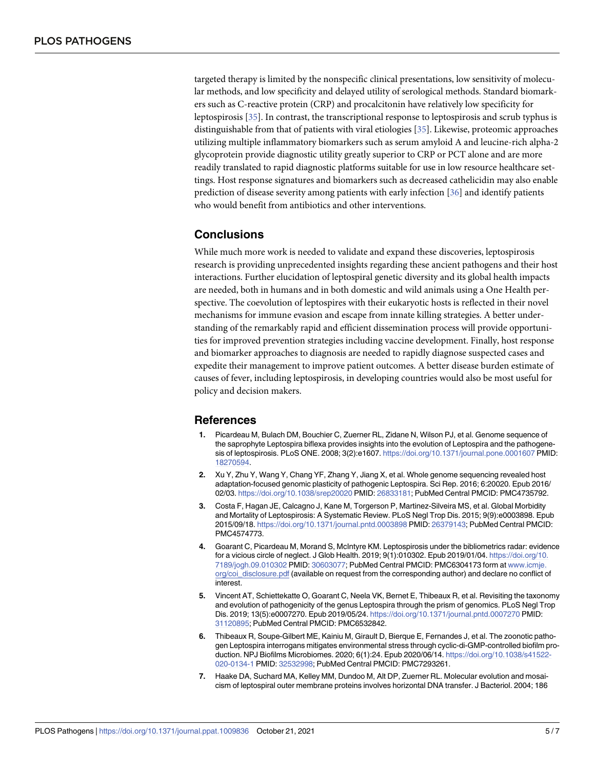targeted therapy is limited by the nonspecific clinical presentations, low sensitivity of molecular methods, and low specificity and delayed utility of serological methods. Standard biomarkers such as C-reactive protein (CRP) and procalcitonin have relatively low specificity for leptospirosis [35]. In contrast, the transcriptional response to leptospirosis and scrub typhus is distinguishable from that of patients with viral etiologies [35]. Likewise, proteomic approaches utilizing multiple inflammatory biomarkers such as serum amyloid A and leucine-rich alpha-2 glycoprotein provide diagnostic utility greatly superior to CRP or PCT alone and are more readily translated to rapid diagnostic platforms suitable for use in low resource healthcare settings. Host response signatures and biomarkers such as decreased cathelicidin may also enable prediction of disease severity among patients with early infection [36] and identify patients who would benefit from antibiotics and other interventions.

## Conclusions

While much more work is needed to validate and expand these discoveries, leptospirosis research is providing unprecedented insights regarding these ancient pathogens and their host interactions. Further elucidation of leptospiral genetic diversity and its global health impacts are needed, both in humans and in both domestic and wild animals using a One Health perspective. The coevolution of leptospires with their eukaryotic hosts is reflected in their novel mechanisms for immune evasion and escape from innate killing strategies. A better understanding of the remarkably rapid and efficient dissemination process will provide opportunities for improved prevention strategies including vaccine development. Finally, host response and biomarker approaches to diagnosis are needed to rapidly diagnose suspected cases and expedite their management to improve patient outcomes. A better disease burden estimate of causes of fever, including leptospirosis, in developing countries would also be most useful for policy and decision makers.

## References

1. Picardeau M, Bulach DM, Bouchier C, Zuerner RL, Zidane N, Wilson PJ, et al. Genome sequence of the saprophyte Leptospira biflexa provides insights into the evolution of Leptospira and the pathogenesis of leptospirosis. PLoS ONE. 2008; 3(2):e1607. https://doi.org/10.1371/journal.pone.0001607 PMID: 18270594.
2. Xu Y, Zhu Y, Wang Y, Chang YF, Zhang Y, Jiang X, et al. Whole genome sequencing revealed host adaptation-focused genomic plasticity of pathogenic Leptospira. Sci Rep. 2016; 6:20020. Epub 2016/02/03. https://doi.org/10.1038/srep20020 PMID: 26833181; PubMed Central PMCID: PMC4735792.
3. Costa F, Hagan JE, Calcagno J, Kane M, Torgerson P, Martinez-Silveira MS, et al. Global Morbidity and Mortality of Leptospirosis: A Systematic Review. PLoS Negl Trop Dis. 2015; 9(9):e0003898. Epub 2015/09/18. https://doi.org/10.1371/journal.pntd.0003898 PMID: 26379143; PubMed Central PMCID: PMC4574773.
4. Goarant C, Picardeau M, Morand S, McIntyre KM. Leptospirosis under the bibliometrics radar: evidence for a vicious circle of neglect. J Glob Health. 2019; 9(1):010302. Epub 2019/01/04. https://doi.org/10.7189/jogh.09.010302 PMID: 30603077; PubMed Central PMCID: PMC6304173 form at www.icmje.org/coi_disclosure.pdf (available on request from the corresponding author) and declare no conflict of interest.
5. Vincent AT, Schiettekatte O, Goarant C, Neela VK, Bernet E, Thibeaux R, et al. Revisiting the taxonomy and evolution of pathogenicity of the genus Leptospira through the prism of genomics. PLoS Negl Trop Dis. 2019; 13(5):e0007270. Epub 2019/05/24. https://doi.org/10.1371/journal.pntd.0007270 PMID: 31120895; PubMed Central PMCID: PMC6532842.
6. Thibeaux R, Soupe-Gilbert ME, Kainiu M, Girault D, Bierque E, Fernandes J, et al. The zoonotic pathogen Leptospira interrogans mitigates environmental stress through cyclic-di-GMP-controlled biofilm production. NPJ Biofilms Microbiomes. 2020; 6(1):24. Epub 2020/06/14. https://doi.org/10.1038/s41522-020-0134-1 PMID: 32532998; PubMed Central PMCID: PMC7293261.
7. Haake DA, Suchard MA, Kelley MM, Dundoo M, Alt DP, Zuerner RL. Molecular evolution and mosaicism of leptospiral outer membrane proteins involves horizontal DNA transfer. J Bacteriol. 2004; 186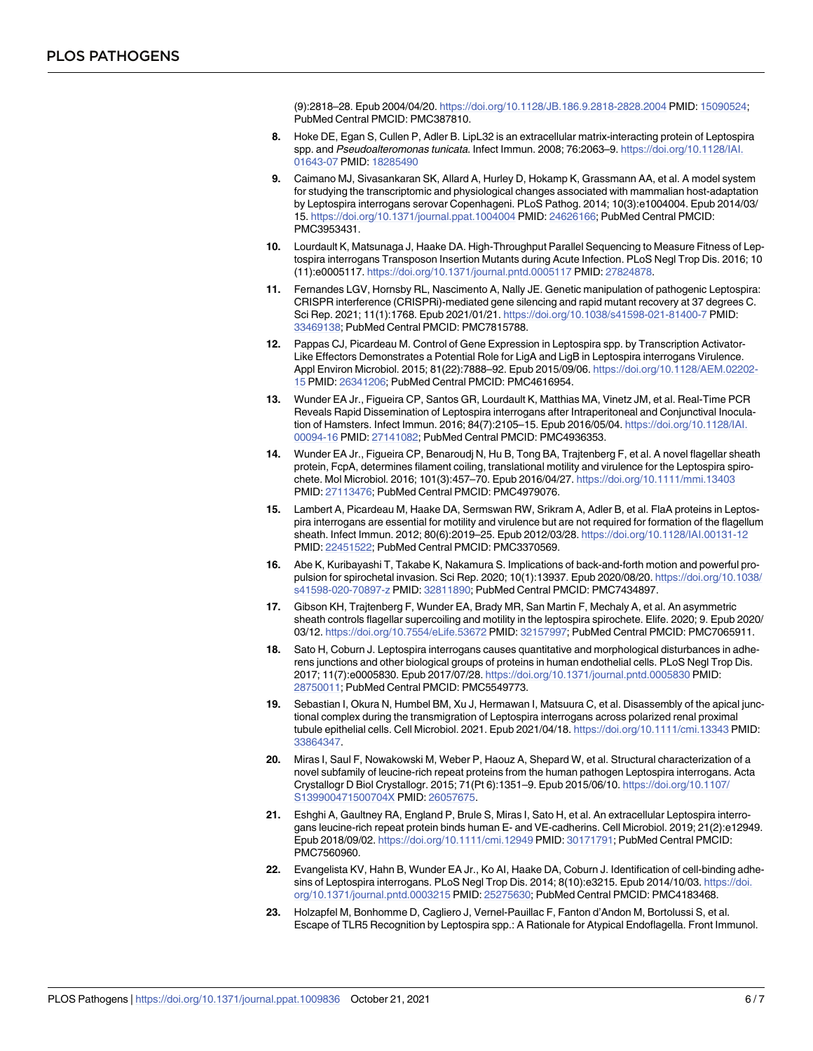(9):2818–28. Epub 2004/04/20. https://doi.org/10.1128/JB.186.9.2818-2828.2004 PMID: 15090524; PubMed Central PMCID: PMC387810.

8. Hoke DE, Egan S, Cullen P, Adler B. LipL32 is an extracellular matrix-interacting protein of Leptospira spp. and *Pseudoalteromonas tunicata*. Infect Immun. 2008; 76:2063–9. https://doi.org/10.1128/IAI.01643-07 PMID: 18285490

9. Caimano MJ, Sivasankaran SK, Allard A, Hurley D, Hokamp K, Grassmann AA, et al. A model system for studying the transcriptomic and physiological changes associated with mammalian host-adaptation by Leptospira interrogans serovar Copenhageni. PLoS Pathog. 2014; 10(3):e1004004. Epub 2014/03/15. https://doi.org/10.1371/journal.ppat.1004004 PMID: 24626166; PubMed Central PMCID: PMC3953431.

10. Lourdault K, Matsunaga J, Haake DA. High-Throughput Parallel Sequencing to Measure Fitness of Leptospira interrogans Transposon Insertion Mutants during Acute Infection. PLoS Negl Trop Dis. 2016; 10(11):e0005117. https://doi.org/10.1371/journal.pntd.0005117 PMID: 27824878.

11. Fernandes LGV, Hornsby RL, Nascimento A, Nally JE. Genetic manipulation of pathogenic Leptospira: CRISPR interference (CRISPRi)-mediated gene silencing and rapid mutant recovery at 37 degrees C. Sci Rep. 2021; 11(1):1768. Epub 2021/01/21. https://doi.org/10.1038/s41598-021-81400-7 PMID: 33469138; PubMed Central PMCID: PMC7815788.

12. Pappas CJ, Picardeau M. Control of Gene Expression in Leptospira spp. by Transcription Activator-Like Effectors Demonstrates a Potential Role for LigA and LigB in Leptospira interrogans Virulence. Appl Environ Microbiol. 2015; 81(22):7888–92. Epub 2015/09/06. https://doi.org/10.1128/AEM.02202-15 PMID: 26341206; PubMed Central PMCID: PMC4616954.

13. Wunder EA Jr., Figueira CP, Santos GR, Lourdault K, Matthias MA, Vinetz JM, et al. Real-Time PCR Reveals Rapid Dissemination of Leptospira interrogans after Intraperitoneal and Conjunctival Inoculation of Hamsters. Infect Immun. 2016; 84(7):2105–15. Epub 2016/05/04. https://doi.org/10.1128/IAI.00094-16 PMID: 27141082; PubMed Central PMCID: PMC4936353.

14. Wunder EA Jr., Figueira CP, Benaroudj N, Hu B, Tong BA, Trajtenberg F, et al. A novel flagellar sheath protein, FcpA, determines filament coiling, translational motility and virulence for the Leptospira spirochete. Mol Microbiol. 2016; 101(3):457–70. Epub 2016/04/27. https://doi.org/10.1111/mmi.13403 PMID: 27113476; PubMed Central PMCID: PMC4979076.

15. Lambert A, Picardeau M, Haake DA, Sermswan RW, Srikram A, Adler B, et al. FlaA proteins in Leptospira interrogans are essential for motility and virulence but are not required for formation of the flagellum sheath. Infect Immun. 2012; 80(6):2019–25. Epub 2012/03/28. https://doi.org/10.1128/IAI.00131-12 PMID: 22451522; PubMed Central PMCID: PMC3370569.

16. Abe K, Kuribayashi T, Takabe K, Nakamura S. Implications of back-and-forth motion and powerful propulsion for spirochetal invasion. Sci Rep. 2020; 10(1):13937. Epub 2020/08/20. https://doi.org/10.1038/s41598-020-70897-z PMID: 32811890; PubMed Central PMCID: PMC7434897.

17. Gibson KH, Trajtenberg F, Wunder EA, Brady MR, San Martin F, Mechaly A, et al. An asymmetric sheath controls flagellar supercoiling and motility in the leptospira spirochete. Elife. 2020; 9. Epub 2020/03/12. https://doi.org/10.7554/eLife.53672 PMID: 32157997; PubMed Central PMCID: PMC7065911.

18. Sato H, Coburn J. Leptospira interrogans causes quantitative and morphological disturbances in adherens junctions and other biological groups of proteins in human endothelial cells. PLoS Negl Trop Dis. 2017; 11(7):e0005830. Epub 2017/07/28. https://doi.org/10.1371/journal.pntd.0005830 PMID: 28750011; PubMed Central PMCID: PMC5549773.

19. Sebastian I, Okura N, Humbel BM, Xu J, Hermawan I, Matsuura C, et al. Disassembly of the apical junctional complex during the transmigration of Leptospira interrogans across polarized renal proximal tubule epithelial cells. Cell Microbiol. 2021. Epub 2021/04/18. https://doi.org/10.1111/cmi.13343 PMID: 33864347.

20. Miras I, Saul F, Nowakowski M, Weber P, Haouz A, Shepard W, et al. Structural characterization of a novel subfamily of leucine-rich repeat proteins from the human pathogen Leptospira interrogans. Acta Crystallogr D Biol Crystallogr. 2015; 71(Pt 6):1351–9. Epub 2015/06/10. https://doi.org/10.1107/S139900471500704X PMID: 26057675.

21. Eshghi A, Gaultney RA, England P, Brule S, Miras I, Sato H, et al. An extracellular Leptospira interrogans leucine-rich repeat protein binds human E- and VE-cadherins. Cell Microbiol. 2019; 21(2):e12949. Epub 2018/09/02. https://doi.org/10.1111/cmi.12949 PMID: 30171791; PubMed Central PMCID: PMC7560960.

22. Evangelista KV, Hahn B, Wunder EA Jr., Ko AI, Haake DA, Coburn J. Identification of cell-binding adhesins of Leptospira interrogans. PLoS Negl Trop Dis. 2014; 8(10):e3215. Epub 2014/10/03. https://doi.org/10.1371/journal.pntd.0003215 PMID: 25275630; PubMed Central PMCID: PMC4183468.

23. Holzapfel M, Bonhomme D, Cagliero J, Vernel-Pauillac F, Fanton d'Andon M, Bortolussi S, et al. Escape of TLR5 Recognition by Leptospira spp.: A Rationale for Atypical Endoflagella. Front Immunol.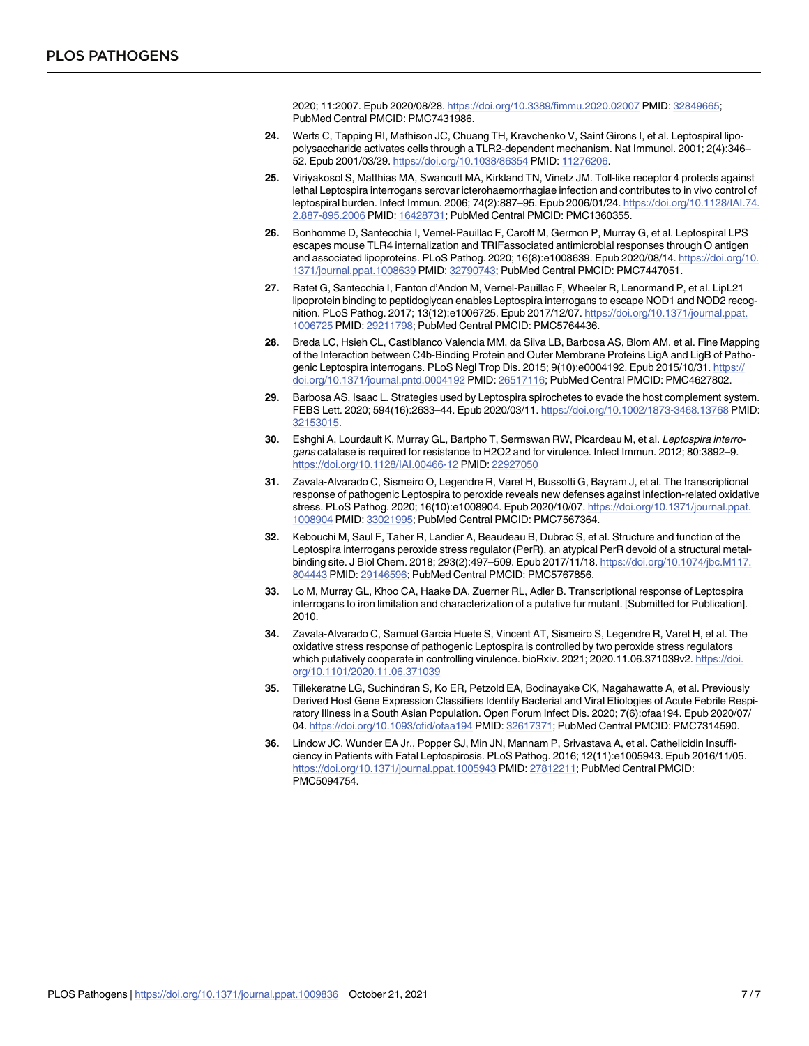2020; 11:2007. Epub 2020/08/28. https://doi.org/10.3389/fimmu.2020.02007 PMID: 32849665; PubMed Central PMCID: PMC7431986.

24. Werts C, Tapping RI, Mathison JC, Chuang TH, Kravchenko V, Saint Girons I, et al. Leptospiral lipopolysaccharide activates cells through a TLR2-dependent mechanism. Nat Immunol. 2001; 2(4):346–52. Epub 2001/03/29. https://doi.org/10.1038/86354 PMID: 11276206.

25. Viriyakosol S, Matthias MA, Swancutt MA, Kirkland TN, Vinetz JM. Toll-like receptor 4 protects against lethal Leptospira interrogans serovar icterohaemorrhagiae infection and contributes to in vivo control of leptospiral burden. Infect Immun. 2006; 74(2):887–95. Epub 2006/01/24. https://doi.org/10.1128/IAI.74.2.887-895.2006 PMID: 16428731; PubMed Central PMCID: PMC1360355.

26. Bonhomme D, Santecchia I, Vernel-Pauillac F, Caroff M, Germon P, Murray G, et al. Leptospiral LPS escapes mouse TLR4 internalization and TRIFassociated antimicrobial responses through O antigen and associated lipoproteins. PLoS Pathog. 2020; 16(8):e1008639. Epub 2020/08/14. https://doi.org/10.1371/journal.ppat.1008639 PMID: 32790743; PubMed Central PMCID: PMC7447051.

27. Ratet G, Santecchia I, Fanton d'Andon M, Vernel-Pauillac F, Wheeler R, Lenormand P, et al. LipL21 lipoprotein binding to peptidoglycan enables Leptospira interrogans to escape NOD1 and NOD2 recognition. PLoS Pathog. 2017; 13(12):e1006725. Epub 2017/12/07. https://doi.org/10.1371/journal.ppat.1006725 PMID: 29211798; PubMed Central PMCID: PMC5764436.

28. Breda LC, Hsieh CL, Castiblanco Valencia MM, da Silva LB, Barbosa AS, Blom AM, et al. Fine Mapping of the Interaction between C4b-Binding Protein and Outer Membrane Proteins LigA and LigB of Pathogenic Leptospira interrogans. PLoS Negl Trop Dis. 2015; 9(10):e0004192. Epub 2015/10/31. https://doi.org/10.1371/journal.pntd.0004192 PMID: 26517116; PubMed Central PMCID: PMC4627802.

29. Barbosa AS, Isaac L. Strategies used by Leptospira spirochetes to evade the host complement system. FEBS Lett. 2020; 594(16):2633–44. Epub 2020/03/11. https://doi.org/10.1002/1873-3468.13768 PMID: 32153015.

30. Eshghi A, Lourdault K, Murray GL, Bartpho T, Sermswan RW, Picardeau M, et al. *Leptospira interrogans* catalase is required for resistance to H2O2 and for virulence. Infect Immun. 2012; 80:3892–9. https://doi.org/10.1128/IAI.00466-12 PMID: 22927050

31. Zavala-Alvarado C, Sismeiro O, Legendre R, Varet H, Bussotti G, Bayram J, et al. The transcriptional response of pathogenic Leptospira to peroxide reveals new defenses against infection-related oxidative stress. PLoS Pathog. 2020; 16(10):e1008904. Epub 2020/10/07. https://doi.org/10.1371/journal.ppat.1008904 PMID: 33021995; PubMed Central PMCID: PMC7567364.

32. Kebouchi M, Saul F, Taher R, Landier A, Beaudeau B, Dubrac S, et al. Structure and function of the Leptospira interrogans peroxide stress regulator (PerR), an atypical PerR devoid of a structural metal-binding site. J Biol Chem. 2018; 293(2):497–509. Epub 2017/11/18. https://doi.org/10.1074/jbc.M117.804443 PMID: 29146596; PubMed Central PMCID: PMC5767856.

33. Lo M, Murray GL, Khoo CA, Haake DA, Zuerner RL, Adler B. Transcriptional response of Leptospira interrogans to iron limitation and characterization of a putative fur mutant. [Submitted for Publication]. 2010.

34. Zavala-Alvarado C, Samuel Garcia Huete S, Vincent AT, Sismeiro S, Legendre R, Varet H, et al. The oxidative stress response of pathogenic Leptospira is controlled by two peroxide stress regulators which putatively cooperate in controlling virulence. bioRxiv. 2021; 2020.11.06.371039v2. https://doi.org/10.1101/2020.11.06.371039

35. Tillekeratne LG, Suchindran S, Ko ER, Petzold EA, Bodinayake CK, Nagahawatte A, et al. Previously Derived Host Gene Expression Classifiers Identify Bacterial and Viral Etiologies of Acute Febrile Respiratory Illness in a South Asian Population. Open Forum Infect Dis. 2020; 7(6):ofaa194. Epub 2020/07/04. https://doi.org/10.1093/ofid/ofaa194 PMID: 32617371; PubMed Central PMCID: PMC7314590.

36. Lindow JC, Wunder EA Jr., Popper SJ, Min JN, Mannam P, Srivastava A, et al. Cathelicidin Insufficiency in Patients with Fatal Leptospirosis. PLoS Pathog. 2016; 12(11):e1005943. Epub 2016/11/05. https://doi.org/10.1371/journal.ppat.1005943 PMID: 27812211; PubMed Central PMCID: PMC5094754.